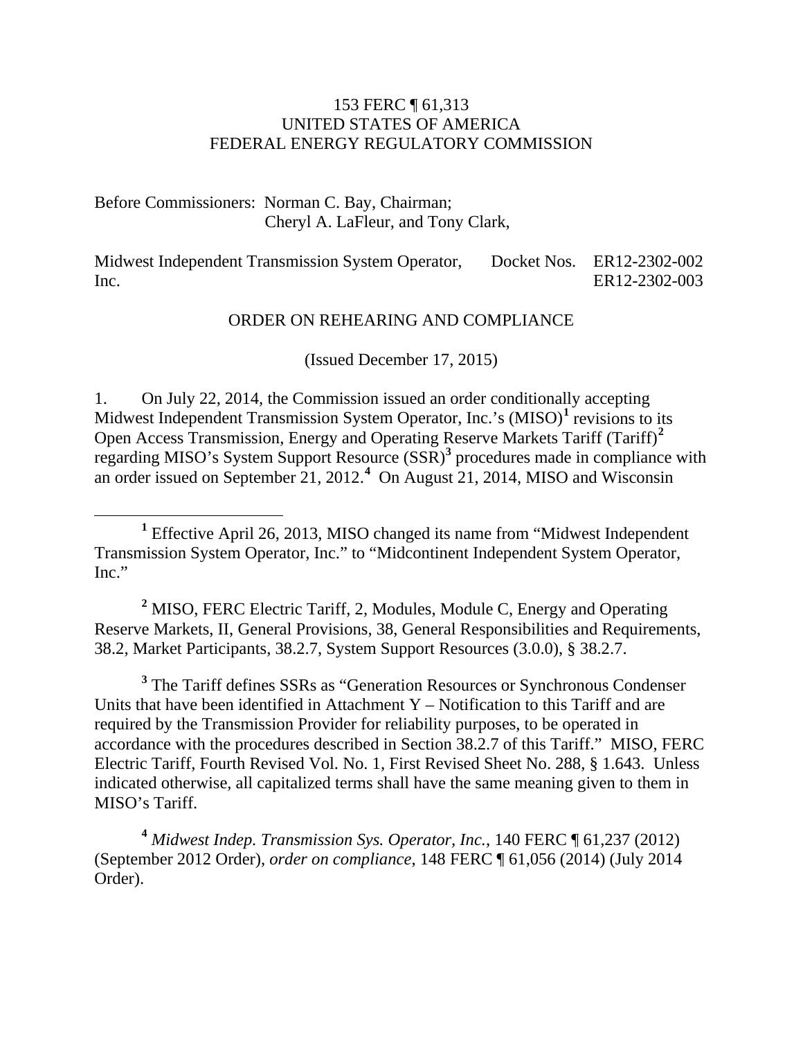153 FERC ¶ 61,313
UNITED STATES OF AMERICA
FEDERAL ENERGY REGULATORY COMMISSION

Before Commissioners: Norman C. Bay, Chairman;
Cheryl A. LaFleur, and Tony Clark,

Midwest Independent Transmission System Operator, Inc. — Docket Nos. ER12-2302-002, ER12-2302-003

ORDER ON REHEARING AND COMPLIANCE

(Issued December 17, 2015)

1. On July 22, 2014, the Commission issued an order conditionally accepting Midwest Independent Transmission System Operator, Inc.'s (MISO)[1] revisions to its Open Access Transmission, Energy and Operating Reserve Markets Tariff (Tariff)[2] regarding MISO's System Support Resource (SSR)[3] procedures made in compliance with an order issued on September 21, 2012.[4] On August 21, 2014, MISO and Wisconsin

---

[1] Effective April 26, 2013, MISO changed its name from "Midwest Independent Transmission System Operator, Inc." to "Midcontinent Independent System Operator, Inc."

[2] MISO, FERC Electric Tariff, 2, Modules, Module C, Energy and Operating Reserve Markets, II, General Provisions, 38, General Responsibilities and Requirements, 38.2, Market Participants, 38.2.7, System Support Resources (3.0.0), § 38.2.7.

[3] The Tariff defines SSRs as "Generation Resources or Synchronous Condenser Units that have been identified in Attachment Y – Notification to this Tariff and are required by the Transmission Provider for reliability purposes, to be operated in accordance with the procedures described in Section 38.2.7 of this Tariff." MISO, FERC Electric Tariff, Fourth Revised Vol. No. 1, First Revised Sheet No. 288, § 1.643. Unless indicated otherwise, all capitalized terms shall have the same meaning given to them in MISO's Tariff.

[4] *Midwest Indep. Transmission Sys. Operator, Inc.*, 140 FERC ¶ 61,237 (2012) (September 2012 Order), *order on compliance*, 148 FERC ¶ 61,056 (2014) (July 2014 Order).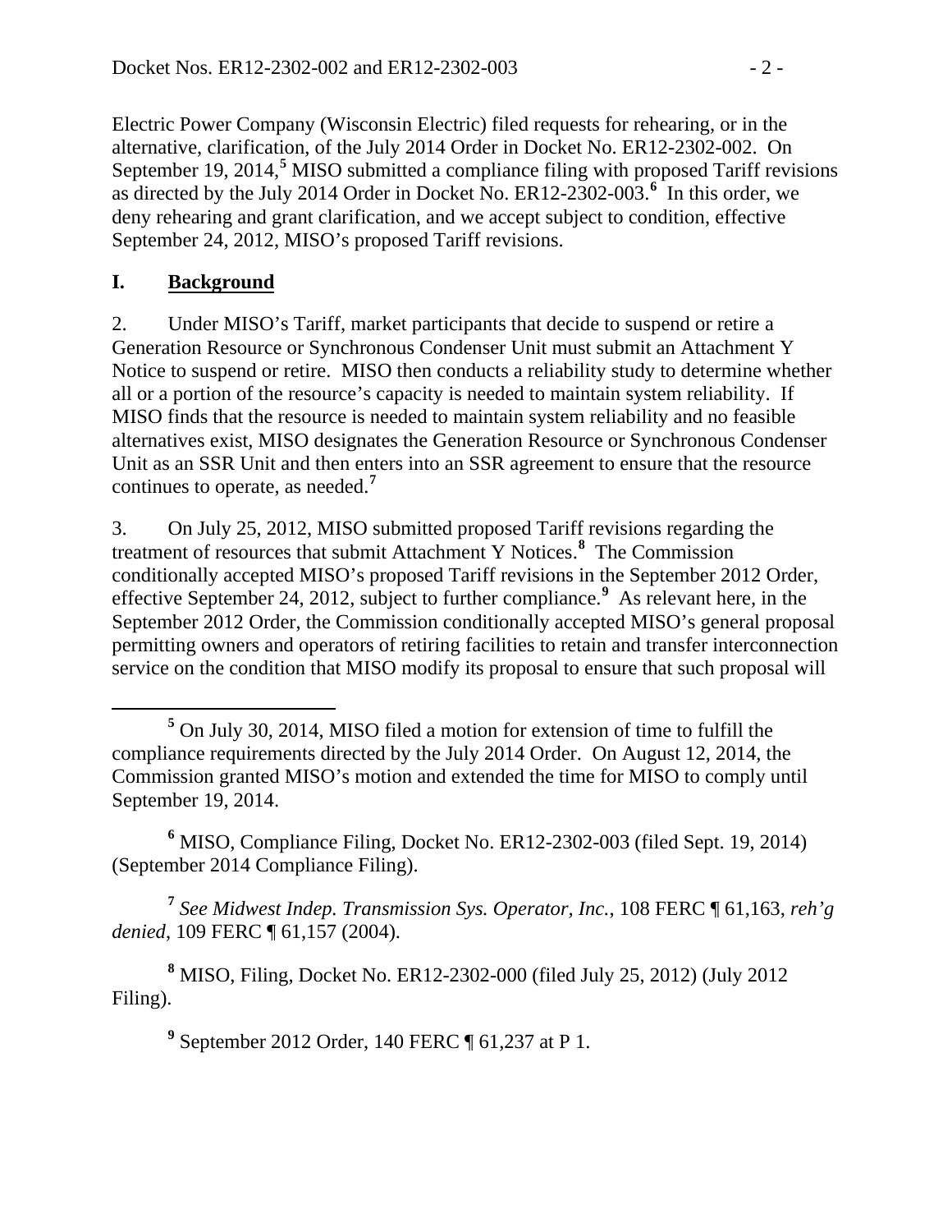Electric Power Company (Wisconsin Electric) filed requests for rehearing, or in the alternative, clarification, of the July 2014 Order in Docket No. ER12-2302-002. On September 19, 2014,[5] MISO submitted a compliance filing with proposed Tariff revisions as directed by the July 2014 Order in Docket No. ER12-2302-003.[6] In this order, we deny rehearing and grant clarification, and we accept subject to condition, effective September 24, 2012, MISO's proposed Tariff revisions.

## I. Background

2. Under MISO's Tariff, market participants that decide to suspend or retire a Generation Resource or Synchronous Condenser Unit must submit an Attachment Y Notice to suspend or retire. MISO then conducts a reliability study to determine whether all or a portion of the resource's capacity is needed to maintain system reliability. If MISO finds that the resource is needed to maintain system reliability and no feasible alternatives exist, MISO designates the Generation Resource or Synchronous Condenser Unit as an SSR Unit and then enters into an SSR agreement to ensure that the resource continues to operate, as needed.[7]

3. On July 25, 2012, MISO submitted proposed Tariff revisions regarding the treatment of resources that submit Attachment Y Notices.[8] The Commission conditionally accepted MISO's proposed Tariff revisions in the September 2012 Order, effective September 24, 2012, subject to further compliance.[9] As relevant here, in the September 2012 Order, the Commission conditionally accepted MISO's general proposal permitting owners and operators of retiring facilities to retain and transfer interconnection service on the condition that MISO modify its proposal to ensure that such proposal will

---

[5] On July 30, 2014, MISO filed a motion for extension of time to fulfill the compliance requirements directed by the July 2014 Order. On August 12, 2014, the Commission granted MISO's motion and extended the time for MISO to comply until September 19, 2014.

[6] MISO, Compliance Filing, Docket No. ER12-2302-003 (filed Sept. 19, 2014) (September 2014 Compliance Filing).

[7] *See Midwest Indep. Transmission Sys. Operator, Inc.*, 108 FERC ¶ 61,163, *reh'g denied*, 109 FERC ¶ 61,157 (2004).

[8] MISO, Filing, Docket No. ER12-2302-000 (filed July 25, 2012) (July 2012 Filing).

[9] September 2012 Order, 140 FERC ¶ 61,237 at P 1.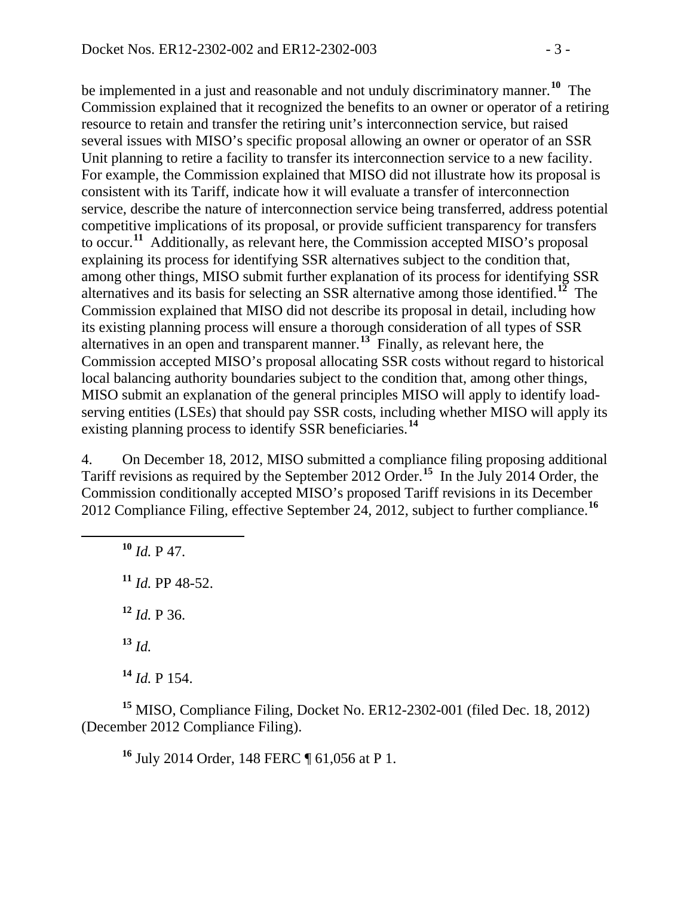be implemented in a just and reasonable and not unduly discriminatory manner.[10] The Commission explained that it recognized the benefits to an owner or operator of a retiring resource to retain and transfer the retiring unit's interconnection service, but raised several issues with MISO's specific proposal allowing an owner or operator of an SSR Unit planning to retire a facility to transfer its interconnection service to a new facility. For example, the Commission explained that MISO did not illustrate how its proposal is consistent with its Tariff, indicate how it will evaluate a transfer of interconnection service, describe the nature of interconnection service being transferred, address potential competitive implications of its proposal, or provide sufficient transparency for transfers to occur.[11] Additionally, as relevant here, the Commission accepted MISO's proposal explaining its process for identifying SSR alternatives subject to the condition that, among other things, MISO submit further explanation of its process for identifying SSR alternatives and its basis for selecting an SSR alternative among those identified.[12] The Commission explained that MISO did not describe its proposal in detail, including how its existing planning process will ensure a thorough consideration of all types of SSR alternatives in an open and transparent manner.[13] Finally, as relevant here, the Commission accepted MISO's proposal allocating SSR costs without regard to historical local balancing authority boundaries subject to the condition that, among other things, MISO submit an explanation of the general principles MISO will apply to identify load-serving entities (LSEs) that should pay SSR costs, including whether MISO will apply its existing planning process to identify SSR beneficiaries.[14]

4. On December 18, 2012, MISO submitted a compliance filing proposing additional Tariff revisions as required by the September 2012 Order.[15] In the July 2014 Order, the Commission conditionally accepted MISO's proposed Tariff revisions in its December 2012 Compliance Filing, effective September 24, 2012, subject to further compliance.[16]

---

[10] *Id.* P 47.

[11] *Id.* PP 48-52.

[12] *Id.* P 36.

[13] *Id.*

[14] *Id.* P 154.

[15] MISO, Compliance Filing, Docket No. ER12-2302-001 (filed Dec. 18, 2012) (December 2012 Compliance Filing).

[16] July 2014 Order, 148 FERC ¶ 61,056 at P 1.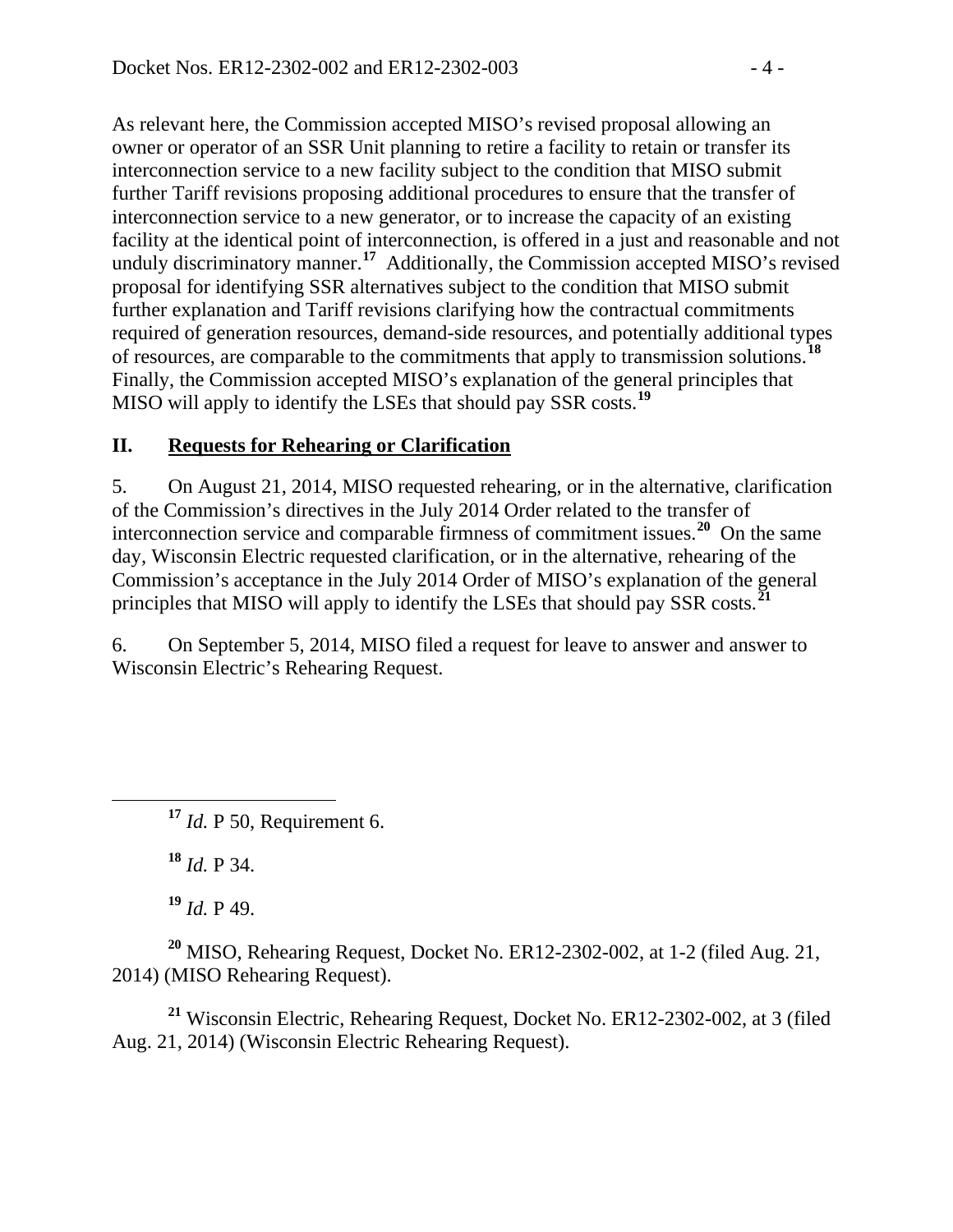As relevant here, the Commission accepted MISO's revised proposal allowing an owner or operator of an SSR Unit planning to retire a facility to retain or transfer its interconnection service to a new facility subject to the condition that MISO submit further Tariff revisions proposing additional procedures to ensure that the transfer of interconnection service to a new generator, or to increase the capacity of an existing facility at the identical point of interconnection, is offered in a just and reasonable and not unduly discriminatory manner.[17] Additionally, the Commission accepted MISO's revised proposal for identifying SSR alternatives subject to the condition that MISO submit further explanation and Tariff revisions clarifying how the contractual commitments required of generation resources, demand-side resources, and potentially additional types of resources, are comparable to the commitments that apply to transmission solutions.[18] Finally, the Commission accepted MISO's explanation of the general principles that MISO will apply to identify the LSEs that should pay SSR costs.[19]

## II. <u>Requests for Rehearing or Clarification</u>

5. On August 21, 2014, MISO requested rehearing, or in the alternative, clarification of the Commission's directives in the July 2014 Order related to the transfer of interconnection service and comparable firmness of commitment issues.[20] On the same day, Wisconsin Electric requested clarification, or in the alternative, rehearing of the Commission's acceptance in the July 2014 Order of MISO's explanation of the general principles that MISO will apply to identify the LSEs that should pay SSR costs.[21]

6. On September 5, 2014, MISO filed a request for leave to answer and answer to Wisconsin Electric's Rehearing Request.

---

[17] *Id.* P 50, Requirement 6.

[18] *Id.* P 34.

[19] *Id.* P 49.

[20] MISO, Rehearing Request, Docket No. ER12-2302-002, at 1-2 (filed Aug. 21, 2014) (MISO Rehearing Request).

[21] Wisconsin Electric, Rehearing Request, Docket No. ER12-2302-002, at 3 (filed Aug. 21, 2014) (Wisconsin Electric Rehearing Request).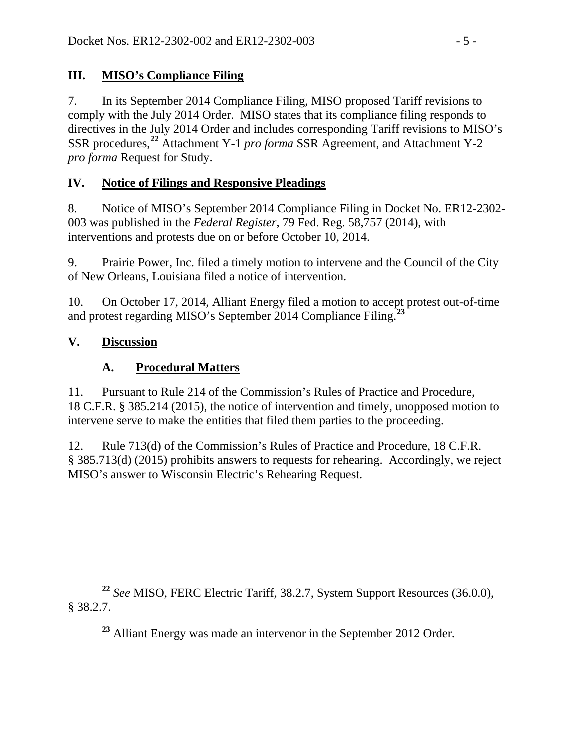## III. MISO's Compliance Filing

7. In its September 2014 Compliance Filing, MISO proposed Tariff revisions to comply with the July 2014 Order. MISO states that its compliance filing responds to directives in the July 2014 Order and includes corresponding Tariff revisions to MISO's SSR procedures,[22] Attachment Y-1 *pro forma* SSR Agreement, and Attachment Y-2 *pro forma* Request for Study.

## IV. Notice of Filings and Responsive Pleadings

8. Notice of MISO's September 2014 Compliance Filing in Docket No. ER12-2302-003 was published in the *Federal Register*, 79 Fed. Reg. 58,757 (2014), with interventions and protests due on or before October 10, 2014.

9. Prairie Power, Inc. filed a timely motion to intervene and the Council of the City of New Orleans, Louisiana filed a notice of intervention.

10. On October 17, 2014, Alliant Energy filed a motion to accept protest out-of-time and protest regarding MISO's September 2014 Compliance Filing.[23]

## V. Discussion

### A. Procedural Matters

11. Pursuant to Rule 214 of the Commission's Rules of Practice and Procedure, 18 C.F.R. § 385.214 (2015), the notice of intervention and timely, unopposed motion to intervene serve to make the entities that filed them parties to the proceeding.

12. Rule 713(d) of the Commission's Rules of Practice and Procedure, 18 C.F.R. § 385.713(d) (2015) prohibits answers to requests for rehearing. Accordingly, we reject MISO's answer to Wisconsin Electric's Rehearing Request.

---

[22] *See* MISO, FERC Electric Tariff, 38.2.7, System Support Resources (36.0.0), § 38.2.7.

[23] Alliant Energy was made an intervenor in the September 2012 Order.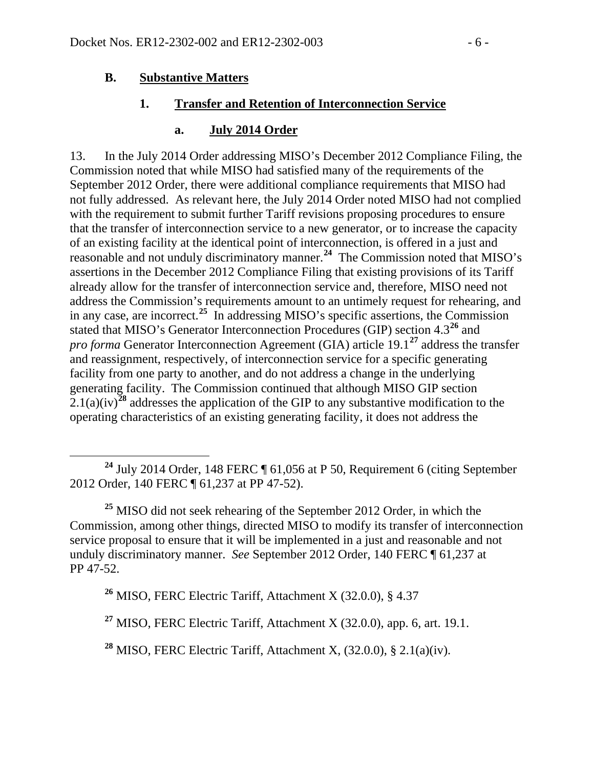### B. Substantive Matters

#### 1. Transfer and Retention of Interconnection Service

##### a. July 2014 Order

13. In the July 2014 Order addressing MISO's December 2012 Compliance Filing, the Commission noted that while MISO had satisfied many of the requirements of the September 2012 Order, there were additional compliance requirements that MISO had not fully addressed. As relevant here, the July 2014 Order noted MISO had not complied with the requirement to submit further Tariff revisions proposing procedures to ensure that the transfer of interconnection service to a new generator, or to increase the capacity of an existing facility at the identical point of interconnection, is offered in a just and reasonable and not unduly discriminatory manner.[24] The Commission noted that MISO's assertions in the December 2012 Compliance Filing that existing provisions of its Tariff already allow for the transfer of interconnection service and, therefore, MISO need not address the Commission's requirements amount to an untimely request for rehearing, and in any case, are incorrect.[25] In addressing MISO's specific assertions, the Commission stated that MISO's Generator Interconnection Procedures (GIP) section 4.3[26] and *pro forma* Generator Interconnection Agreement (GIA) article 19.1[27] address the transfer and reassignment, respectively, of interconnection service for a specific generating facility from one party to another, and do not address a change in the underlying generating facility. The Commission continued that although MISO GIP section 2.1(a)(iv)[28] addresses the application of the GIP to any substantive modification to the operating characteristics of an existing generating facility, it does not address the

---

[24] July 2014 Order, 148 FERC ¶ 61,056 at P 50, Requirement 6 (citing September 2012 Order, 140 FERC ¶ 61,237 at PP 47-52).

[25] MISO did not seek rehearing of the September 2012 Order, in which the Commission, among other things, directed MISO to modify its transfer of interconnection service proposal to ensure that it will be implemented in a just and reasonable and not unduly discriminatory manner. *See* September 2012 Order, 140 FERC ¶ 61,237 at PP 47-52.

[26] MISO, FERC Electric Tariff, Attachment X (32.0.0), § 4.37

[27] MISO, FERC Electric Tariff, Attachment X (32.0.0), app. 6, art. 19.1.

[28] MISO, FERC Electric Tariff, Attachment X, (32.0.0), § 2.1(a)(iv).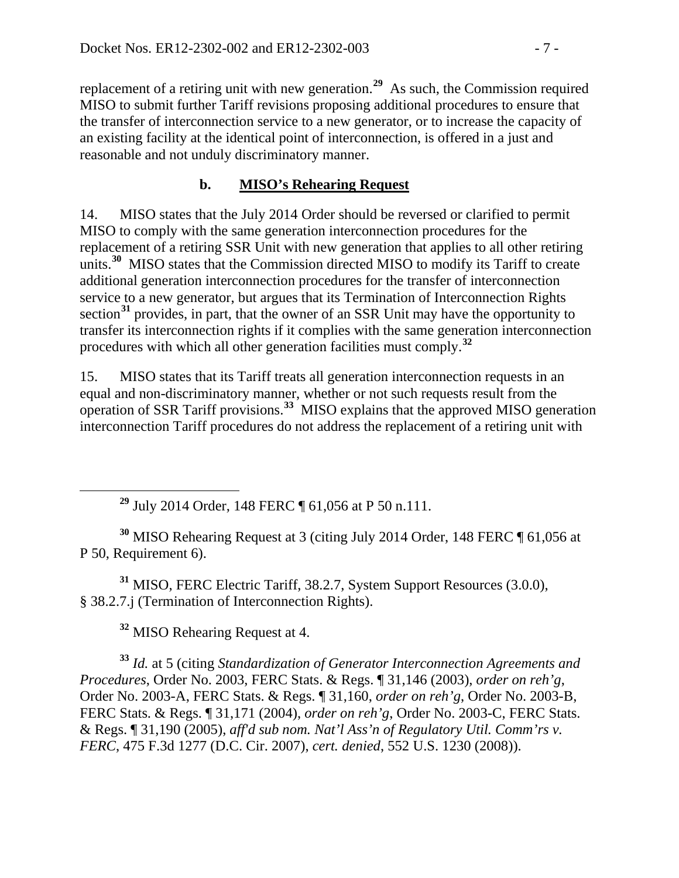replacement of a retiring unit with new generation.[29] As such, the Commission required MISO to submit further Tariff revisions proposing additional procedures to ensure that the transfer of interconnection service to a new generator, or to increase the capacity of an existing facility at the identical point of interconnection, is offered in a just and reasonable and not unduly discriminatory manner.

### b. MISO's Rehearing Request

14. MISO states that the July 2014 Order should be reversed or clarified to permit MISO to comply with the same generation interconnection procedures for the replacement of a retiring SSR Unit with new generation that applies to all other retiring units.[30] MISO states that the Commission directed MISO to modify its Tariff to create additional generation interconnection procedures for the transfer of interconnection service to a new generator, but argues that its Termination of Interconnection Rights section[31] provides, in part, that the owner of an SSR Unit may have the opportunity to transfer its interconnection rights if it complies with the same generation interconnection procedures with which all other generation facilities must comply.[32]

15. MISO states that its Tariff treats all generation interconnection requests in an equal and non-discriminatory manner, whether or not such requests result from the operation of SSR Tariff provisions.[33] MISO explains that the approved MISO generation interconnection Tariff procedures do not address the replacement of a retiring unit with

---

[29] July 2014 Order, 148 FERC ¶ 61,056 at P 50 n.111.

[30] MISO Rehearing Request at 3 (citing July 2014 Order, 148 FERC ¶ 61,056 at P 50, Requirement 6).

[31] MISO, FERC Electric Tariff, 38.2.7, System Support Resources (3.0.0), § 38.2.7.j (Termination of Interconnection Rights).

[32] MISO Rehearing Request at 4.

[33] *Id.* at 5 (citing *Standardization of Generator Interconnection Agreements and Procedures*, Order No. 2003, FERC Stats. & Regs. ¶ 31,146 (2003), *order on reh'g*, Order No. 2003-A, FERC Stats. & Regs. ¶ 31,160, *order on reh'g*, Order No. 2003-B, FERC Stats. & Regs. ¶ 31,171 (2004), *order on reh'g*, Order No. 2003-C, FERC Stats. & Regs. ¶ 31,190 (2005), *aff'd sub nom. Nat'l Ass'n of Regulatory Util. Comm'rs v. FERC*, 475 F.3d 1277 (D.C. Cir. 2007), *cert. denied*, 552 U.S. 1230 (2008)).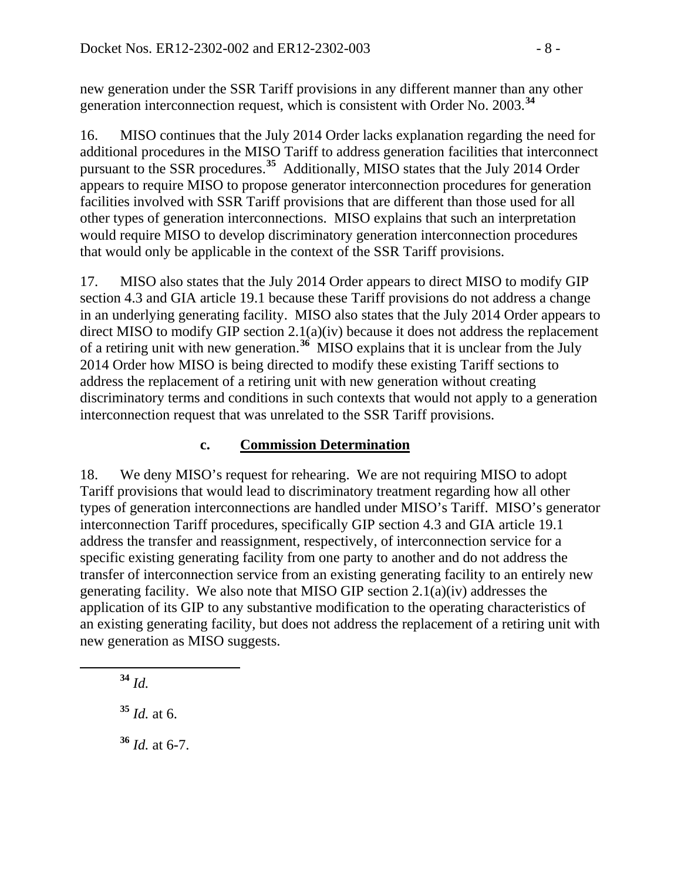new generation under the SSR Tariff provisions in any different manner than any other generation interconnection request, which is consistent with Order No. 2003.[34]

16. MISO continues that the July 2014 Order lacks explanation regarding the need for additional procedures in the MISO Tariff to address generation facilities that interconnect pursuant to the SSR procedures.[35] Additionally, MISO states that the July 2014 Order appears to require MISO to propose generator interconnection procedures for generation facilities involved with SSR Tariff provisions that are different than those used for all other types of generation interconnections. MISO explains that such an interpretation would require MISO to develop discriminatory generation interconnection procedures that would only be applicable in the context of the SSR Tariff provisions.

17. MISO also states that the July 2014 Order appears to direct MISO to modify GIP section 4.3 and GIA article 19.1 because these Tariff provisions do not address a change in an underlying generating facility. MISO also states that the July 2014 Order appears to direct MISO to modify GIP section 2.1(a)(iv) because it does not address the replacement of a retiring unit with new generation.[36] MISO explains that it is unclear from the July 2014 Order how MISO is being directed to modify these existing Tariff sections to address the replacement of a retiring unit with new generation without creating discriminatory terms and conditions in such contexts that would not apply to a generation interconnection request that was unrelated to the SSR Tariff provisions.

### c. Commission Determination

18. We deny MISO's request for rehearing. We are not requiring MISO to adopt Tariff provisions that would lead to discriminatory treatment regarding how all other types of generation interconnections are handled under MISO's Tariff. MISO's generator interconnection Tariff procedures, specifically GIP section 4.3 and GIA article 19.1 address the transfer and reassignment, respectively, of interconnection service for a specific existing generating facility from one party to another and do not address the transfer of interconnection service from an existing generating facility to an entirely new generating facility. We also note that MISO GIP section 2.1(a)(iv) addresses the application of its GIP to any substantive modification to the operating characteristics of an existing generating facility, but does not address the replacement of a retiring unit with new generation as MISO suggests.

---

[34] *Id.*

[35] *Id.* at 6.

[36] *Id.* at 6-7.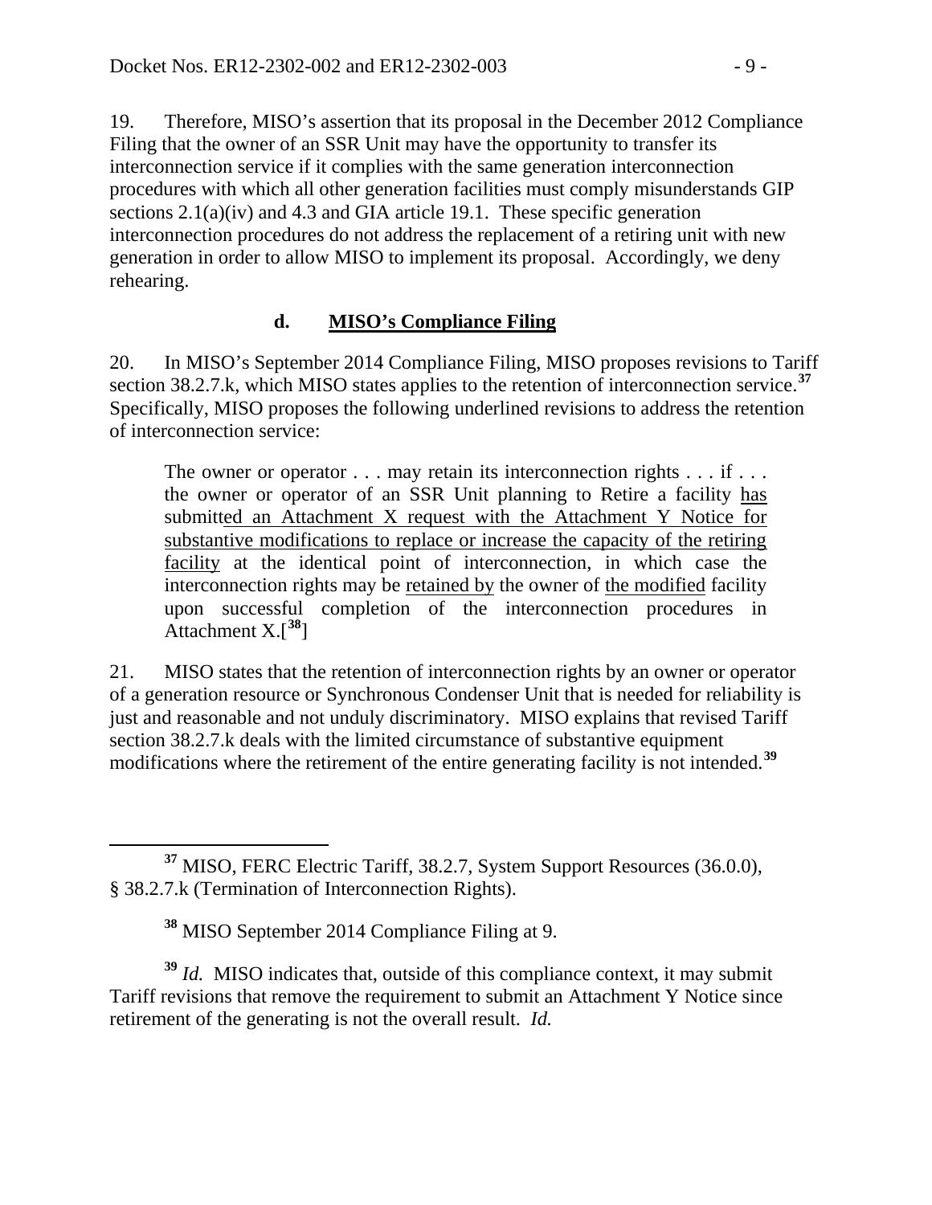19. Therefore, MISO's assertion that its proposal in the December 2012 Compliance Filing that the owner of an SSR Unit may have the opportunity to transfer its interconnection service if it complies with the same generation interconnection procedures with which all other generation facilities must comply misunderstands GIP sections 2.1(a)(iv) and 4.3 and GIA article 19.1. These specific generation interconnection procedures do not address the replacement of a retiring unit with new generation in order to allow MISO to implement its proposal. Accordingly, we deny rehearing.

### d. MISO's Compliance Filing

20. In MISO's September 2014 Compliance Filing, MISO proposes revisions to Tariff section 38.2.7.k, which MISO states applies to the retention of interconnection service.[37] Specifically, MISO proposes the following underlined revisions to address the retention of interconnection service:

> The owner or operator . . . may retain its interconnection rights . . . if . . . the owner or operator of an SSR Unit planning to Retire a facility has submitted an Attachment X request with the Attachment Y Notice for substantive modifications to replace or increase the capacity of the retiring facility at the identical point of interconnection, in which case the interconnection rights may be retained by the owner of the modified facility upon successful completion of the interconnection procedures in Attachment X.[38]

21. MISO states that the retention of interconnection rights by an owner or operator of a generation resource or Synchronous Condenser Unit that is needed for reliability is just and reasonable and not unduly discriminatory. MISO explains that revised Tariff section 38.2.7.k deals with the limited circumstance of substantive equipment modifications where the retirement of the entire generating facility is not intended.[39]

---

[37] MISO, FERC Electric Tariff, 38.2.7, System Support Resources (36.0.0), § 38.2.7.k (Termination of Interconnection Rights).

[38] MISO September 2014 Compliance Filing at 9.

[39] *Id.* MISO indicates that, outside of this compliance context, it may submit Tariff revisions that remove the requirement to submit an Attachment Y Notice since retirement of the generating is not the overall result. *Id.*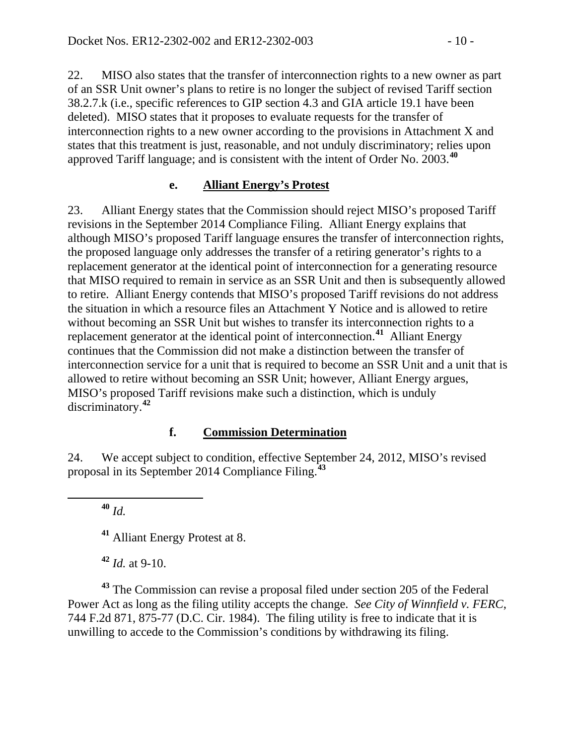22. MISO also states that the transfer of interconnection rights to a new owner as part of an SSR Unit owner's plans to retire is no longer the subject of revised Tariff section 38.2.7.k (i.e., specific references to GIP section 4.3 and GIA article 19.1 have been deleted). MISO states that it proposes to evaluate requests for the transfer of interconnection rights to a new owner according to the provisions in Attachment X and states that this treatment is just, reasonable, and not unduly discriminatory; relies upon approved Tariff language; and is consistent with the intent of Order No. 2003.[40]

### e. Alliant Energy's Protest

23. Alliant Energy states that the Commission should reject MISO's proposed Tariff revisions in the September 2014 Compliance Filing. Alliant Energy explains that although MISO's proposed Tariff language ensures the transfer of interconnection rights, the proposed language only addresses the transfer of a retiring generator's rights to a replacement generator at the identical point of interconnection for a generating resource that MISO required to remain in service as an SSR Unit and then is subsequently allowed to retire. Alliant Energy contends that MISO's proposed Tariff revisions do not address the situation in which a resource files an Attachment Y Notice and is allowed to retire without becoming an SSR Unit but wishes to transfer its interconnection rights to a replacement generator at the identical point of interconnection.[41] Alliant Energy continues that the Commission did not make a distinction between the transfer of interconnection service for a unit that is required to become an SSR Unit and a unit that is allowed to retire without becoming an SSR Unit; however, Alliant Energy argues, MISO's proposed Tariff revisions make such a distinction, which is unduly discriminatory.[42]

### f. Commission Determination

24. We accept subject to condition, effective September 24, 2012, MISO's revised proposal in its September 2014 Compliance Filing.[43]

---

[40] *Id.*

[41] Alliant Energy Protest at 8.

[42] *Id.* at 9-10.

[43] The Commission can revise a proposal filed under section 205 of the Federal Power Act as long as the filing utility accepts the change. *See City of Winnfield v. FERC*, 744 F.2d 871, 875-77 (D.C. Cir. 1984). The filing utility is free to indicate that it is unwilling to accede to the Commission's conditions by withdrawing its filing.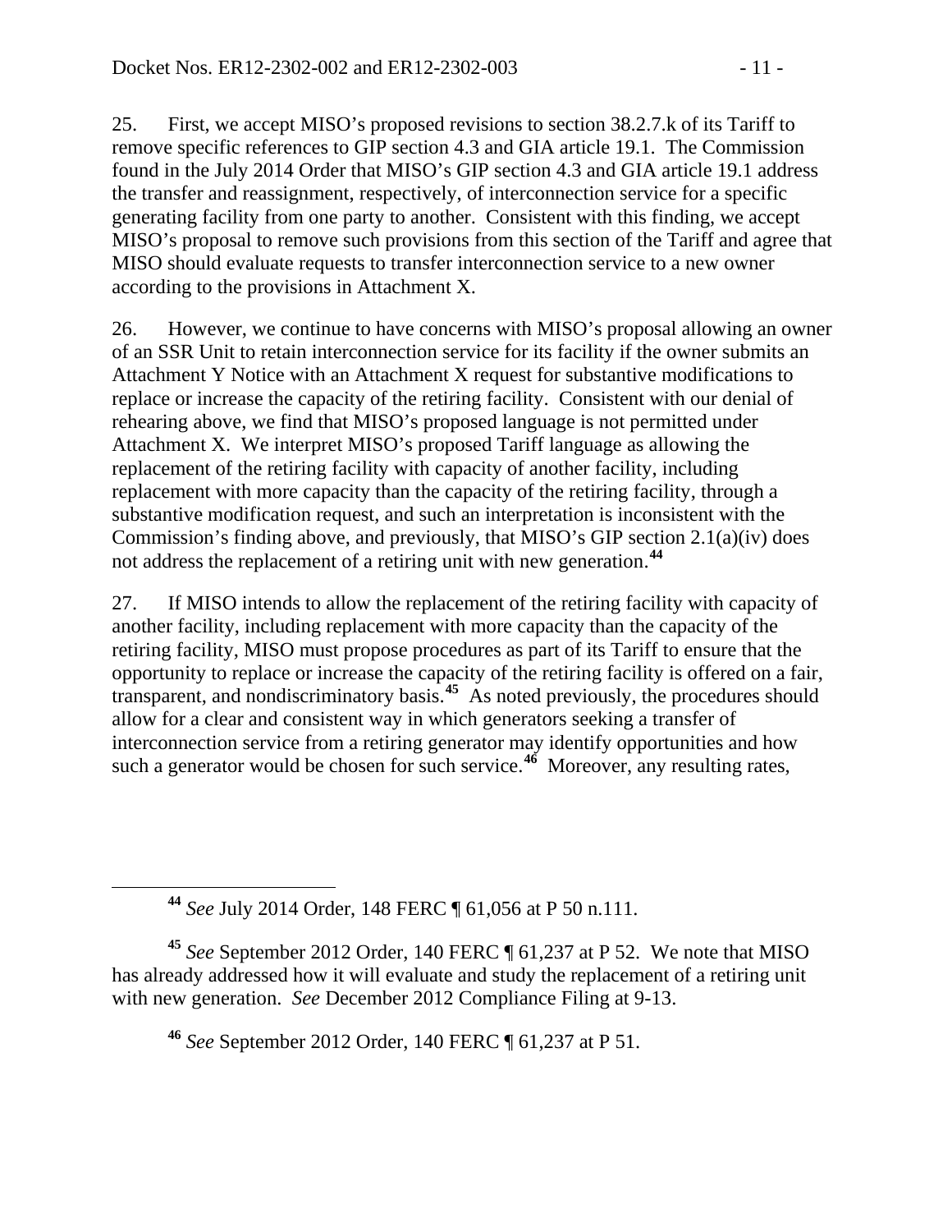25. First, we accept MISO's proposed revisions to section 38.2.7.k of its Tariff to remove specific references to GIP section 4.3 and GIA article 19.1. The Commission found in the July 2014 Order that MISO's GIP section 4.3 and GIA article 19.1 address the transfer and reassignment, respectively, of interconnection service for a specific generating facility from one party to another. Consistent with this finding, we accept MISO's proposal to remove such provisions from this section of the Tariff and agree that MISO should evaluate requests to transfer interconnection service to a new owner according to the provisions in Attachment X.

26. However, we continue to have concerns with MISO's proposal allowing an owner of an SSR Unit to retain interconnection service for its facility if the owner submits an Attachment Y Notice with an Attachment X request for substantive modifications to replace or increase the capacity of the retiring facility. Consistent with our denial of rehearing above, we find that MISO's proposed language is not permitted under Attachment X. We interpret MISO's proposed Tariff language as allowing the replacement of the retiring facility with capacity of another facility, including replacement with more capacity than the capacity of the retiring facility, through a substantive modification request, and such an interpretation is inconsistent with the Commission's finding above, and previously, that MISO's GIP section 2.1(a)(iv) does not address the replacement of a retiring unit with new generation.[44]

27. If MISO intends to allow the replacement of the retiring facility with capacity of another facility, including replacement with more capacity than the capacity of the retiring facility, MISO must propose procedures as part of its Tariff to ensure that the opportunity to replace or increase the capacity of the retiring facility is offered on a fair, transparent, and nondiscriminatory basis.[45] As noted previously, the procedures should allow for a clear and consistent way in which generators seeking a transfer of interconnection service from a retiring generator may identify opportunities and how such a generator would be chosen for such service.[46] Moreover, any resulting rates,

---

[44] *See* July 2014 Order, 148 FERC ¶ 61,056 at P 50 n.111.

[45] *See* September 2012 Order, 140 FERC ¶ 61,237 at P 52. We note that MISO has already addressed how it will evaluate and study the replacement of a retiring unit with new generation. *See* December 2012 Compliance Filing at 9-13.

[46] *See* September 2012 Order, 140 FERC ¶ 61,237 at P 51.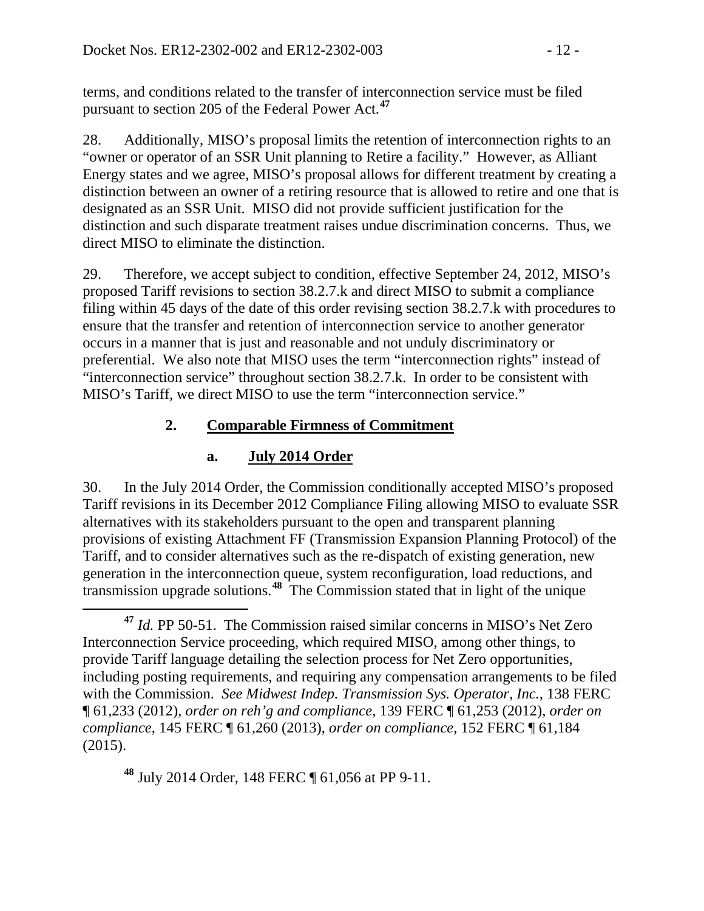terms, and conditions related to the transfer of interconnection service must be filed pursuant to section 205 of the Federal Power Act.[47]

28. Additionally, MISO's proposal limits the retention of interconnection rights to an "owner or operator of an SSR Unit planning to Retire a facility." However, as Alliant Energy states and we agree, MISO's proposal allows for different treatment by creating a distinction between an owner of a retiring resource that is allowed to retire and one that is designated as an SSR Unit. MISO did not provide sufficient justification for the distinction and such disparate treatment raises undue discrimination concerns. Thus, we direct MISO to eliminate the distinction.

29. Therefore, we accept subject to condition, effective September 24, 2012, MISO's proposed Tariff revisions to section 38.2.7.k and direct MISO to submit a compliance filing within 45 days of the date of this order revising section 38.2.7.k with procedures to ensure that the transfer and retention of interconnection service to another generator occurs in a manner that is just and reasonable and not unduly discriminatory or preferential. We also note that MISO uses the term "interconnection rights" instead of "interconnection service" throughout section 38.2.7.k. In order to be consistent with MISO's Tariff, we direct MISO to use the term "interconnection service."

### 2. Comparable Firmness of Commitment

#### a. July 2014 Order

30. In the July 2014 Order, the Commission conditionally accepted MISO's proposed Tariff revisions in its December 2012 Compliance Filing allowing MISO to evaluate SSR alternatives with its stakeholders pursuant to the open and transparent planning provisions of existing Attachment FF (Transmission Expansion Planning Protocol) of the Tariff, and to consider alternatives such as the re-dispatch of existing generation, new generation in the interconnection queue, system reconfiguration, load reductions, and transmission upgrade solutions.[48] The Commission stated that in light of the unique

---

[47] *Id.* PP 50-51. The Commission raised similar concerns in MISO's Net Zero Interconnection Service proceeding, which required MISO, among other things, to provide Tariff language detailing the selection process for Net Zero opportunities, including posting requirements, and requiring any compensation arrangements to be filed with the Commission. *See Midwest Indep. Transmission Sys. Operator, Inc.*, 138 FERC ¶ 61,233 (2012), *order on reh'g and compliance*, 139 FERC ¶ 61,253 (2012), *order on compliance*, 145 FERC ¶ 61,260 (2013), *order on compliance*, 152 FERC ¶ 61,184 (2015).

[48] July 2014 Order, 148 FERC ¶ 61,056 at PP 9-11.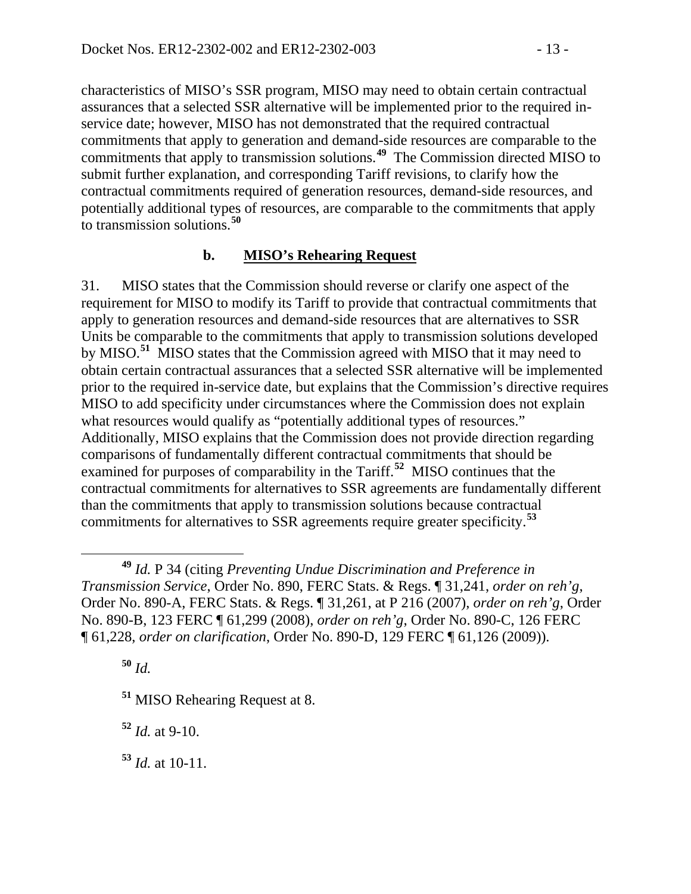characteristics of MISO's SSR program, MISO may need to obtain certain contractual assurances that a selected SSR alternative will be implemented prior to the required in-service date; however, MISO has not demonstrated that the required contractual commitments that apply to generation and demand-side resources are comparable to the commitments that apply to transmission solutions.[49] The Commission directed MISO to submit further explanation, and corresponding Tariff revisions, to clarify how the contractual commitments required of generation resources, demand-side resources, and potentially additional types of resources, are comparable to the commitments that apply to transmission solutions.[50]

### b. MISO's Rehearing Request

31. MISO states that the Commission should reverse or clarify one aspect of the requirement for MISO to modify its Tariff to provide that contractual commitments that apply to generation resources and demand-side resources that are alternatives to SSR Units be comparable to the commitments that apply to transmission solutions developed by MISO.[51] MISO states that the Commission agreed with MISO that it may need to obtain certain contractual assurances that a selected SSR alternative will be implemented prior to the required in-service date, but explains that the Commission's directive requires MISO to add specificity under circumstances where the Commission does not explain what resources would qualify as "potentially additional types of resources." Additionally, MISO explains that the Commission does not provide direction regarding comparisons of fundamentally different contractual commitments that should be examined for purposes of comparability in the Tariff.[52] MISO continues that the contractual commitments for alternatives to SSR agreements are fundamentally different than the commitments that apply to transmission solutions because contractual commitments for alternatives to SSR agreements require greater specificity.[53]

---

[49] *Id.* P 34 (citing *Preventing Undue Discrimination and Preference in Transmission Service*, Order No. 890, FERC Stats. & Regs. ¶ 31,241, *order on reh'g*, Order No. 890-A, FERC Stats. & Regs. ¶ 31,261, at P 216 (2007), *order on reh'g*, Order No. 890-B, 123 FERC ¶ 61,299 (2008), *order on reh'g*, Order No. 890-C, 126 FERC ¶ 61,228, *order on clarification*, Order No. 890-D, 129 FERC ¶ 61,126 (2009)).

[50] *Id.*

[51] MISO Rehearing Request at 8.

[52] *Id.* at 9-10.

[53] *Id.* at 10-11.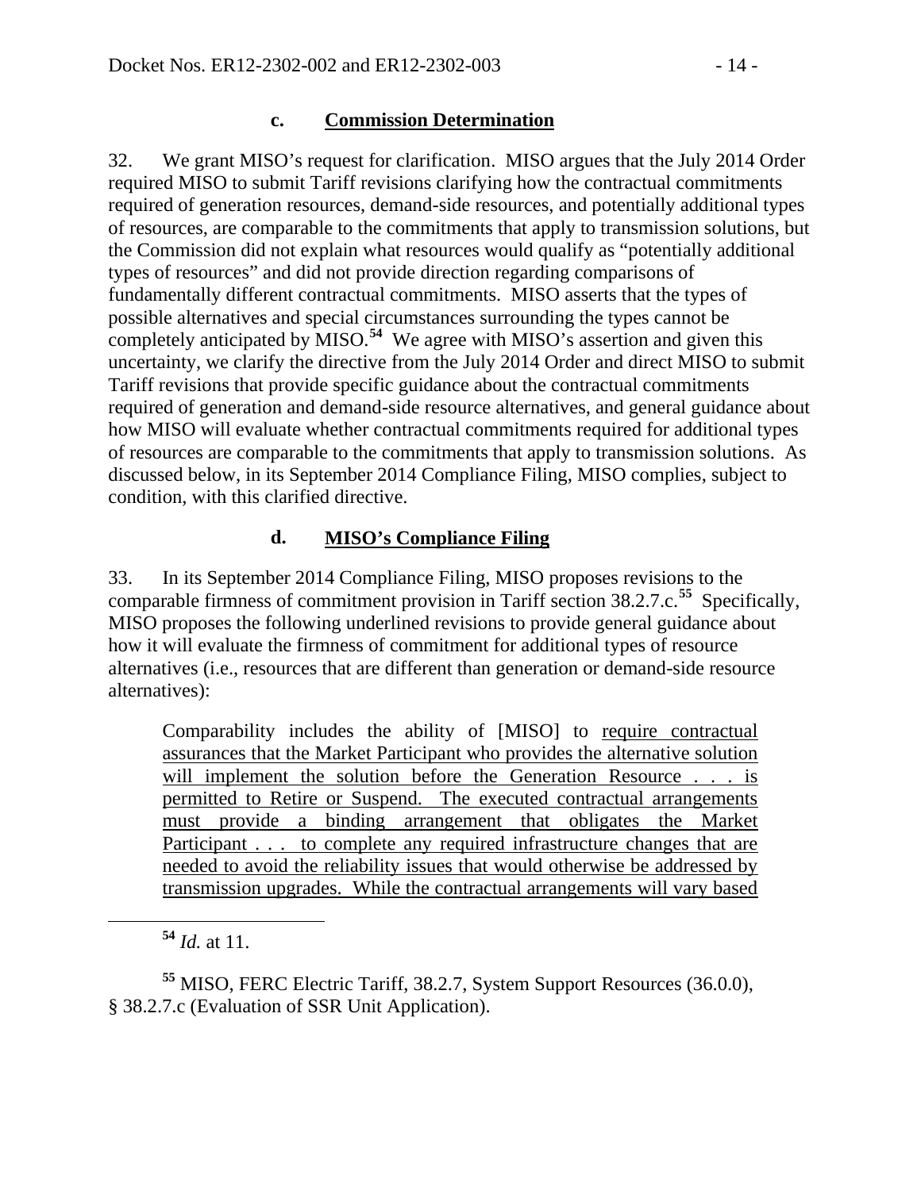#### c. Commission Determination

32. We grant MISO's request for clarification. MISO argues that the July 2014 Order required MISO to submit Tariff revisions clarifying how the contractual commitments required of generation resources, demand-side resources, and potentially additional types of resources, are comparable to the commitments that apply to transmission solutions, but the Commission did not explain what resources would qualify as "potentially additional types of resources" and did not provide direction regarding comparisons of fundamentally different contractual commitments. MISO asserts that the types of possible alternatives and special circumstances surrounding the types cannot be completely anticipated by MISO.[54] We agree with MISO's assertion and given this uncertainty, we clarify the directive from the July 2014 Order and direct MISO to submit Tariff revisions that provide specific guidance about the contractual commitments required of generation and demand-side resource alternatives, and general guidance about how MISO will evaluate whether contractual commitments required for additional types of resources are comparable to the commitments that apply to transmission solutions. As discussed below, in its September 2014 Compliance Filing, MISO complies, subject to condition, with this clarified directive.

#### d. MISO's Compliance Filing

33. In its September 2014 Compliance Filing, MISO proposes revisions to the comparable firmness of commitment provision in Tariff section 38.2.7.c.[55] Specifically, MISO proposes the following underlined revisions to provide general guidance about how it will evaluate the firmness of commitment for additional types of resource alternatives (i.e., resources that are different than generation or demand-side resource alternatives):

> Comparability includes the ability of [MISO] to <u>require contractual assurances that the Market Participant who provides the alternative solution will implement the solution before the Generation Resource . . . is permitted to Retire or Suspend. The executed contractual arrangements must provide a binding arrangement that obligates the Market Participant . . . to complete any required infrastructure changes that are needed to avoid the reliability issues that would otherwise be addressed by transmission upgrades. While the contractual arrangements will vary based</u>

---

[54] *Id.* at 11.

[55] MISO, FERC Electric Tariff, 38.2.7, System Support Resources (36.0.0), § 38.2.7.c (Evaluation of SSR Unit Application).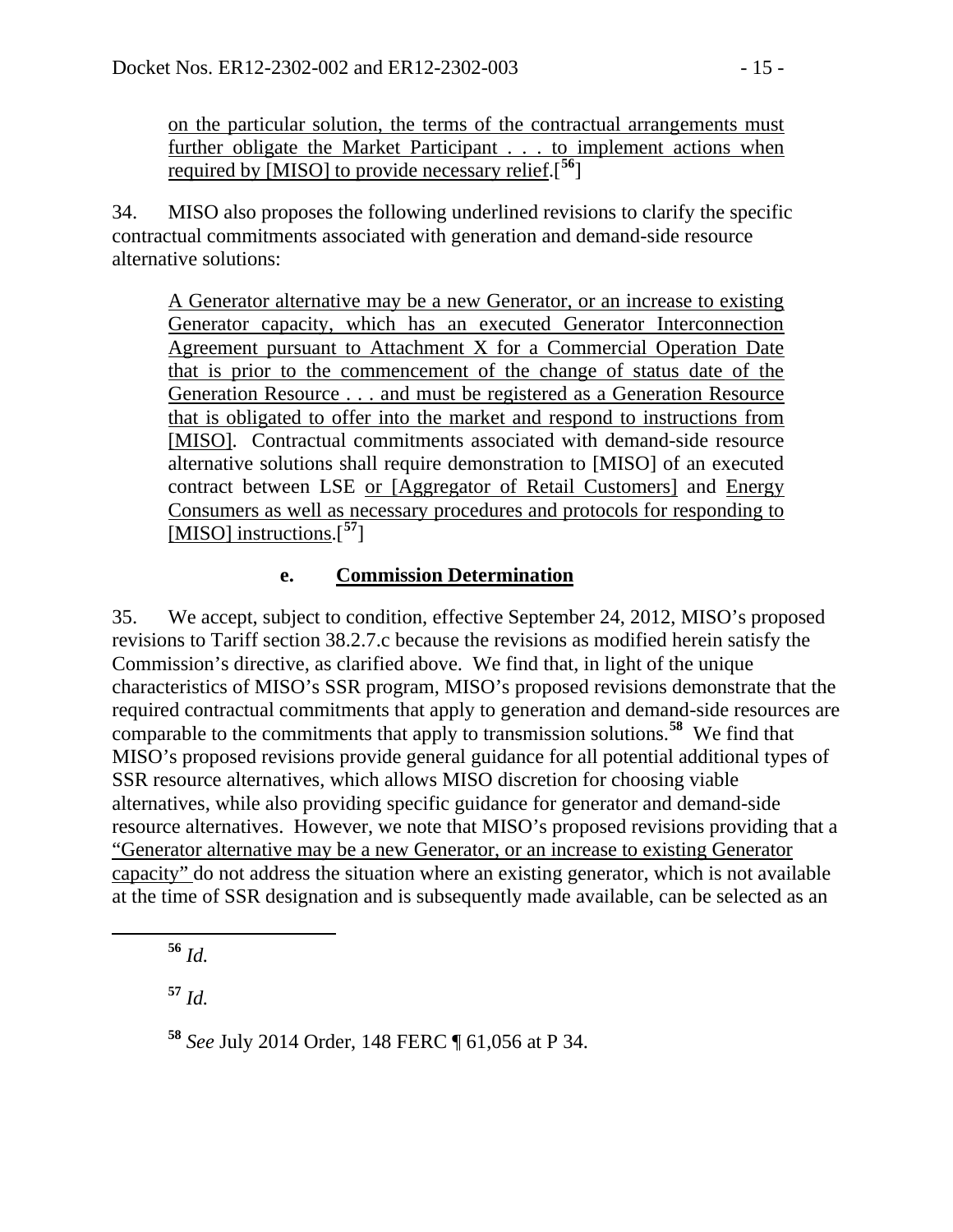on the particular solution, the terms of the contractual arrangements must further obligate the Market Participant . . . to implement actions when required by [MISO] to provide necessary relief.[[56]]

34. MISO also proposes the following underlined revisions to clarify the specific contractual commitments associated with generation and demand-side resource alternative solutions:

> A Generator alternative may be a new Generator, or an increase to existing Generator capacity, which has an executed Generator Interconnection Agreement pursuant to Attachment X for a Commercial Operation Date that is prior to the commencement of the change of status date of the Generation Resource . . . and must be registered as a Generation Resource that is obligated to offer into the market and respond to instructions from [MISO]. Contractual commitments associated with demand-side resource alternative solutions shall require demonstration to [MISO] of an executed contract between LSE or [Aggregator of Retail Customers] and Energy Consumers as well as necessary procedures and protocols for responding to [MISO] instructions.[[57]]

### e. Commission Determination

35. We accept, subject to condition, effective September 24, 2012, MISO's proposed revisions to Tariff section 38.2.7.c because the revisions as modified herein satisfy the Commission's directive, as clarified above. We find that, in light of the unique characteristics of MISO's SSR program, MISO's proposed revisions demonstrate that the required contractual commitments that apply to generation and demand-side resources are comparable to the commitments that apply to transmission solutions.[58] We find that MISO's proposed revisions provide general guidance for all potential additional types of SSR resource alternatives, which allows MISO discretion for choosing viable alternatives, while also providing specific guidance for generator and demand-side resource alternatives. However, we note that MISO's proposed revisions providing that a "Generator alternative may be a new Generator, or an increase to existing Generator capacity" do not address the situation where an existing generator, which is not available at the time of SSR designation and is subsequently made available, can be selected as an

---

[56] *Id.*

[57] *Id.*

[58] *See* July 2014 Order, 148 FERC ¶ 61,056 at P 34.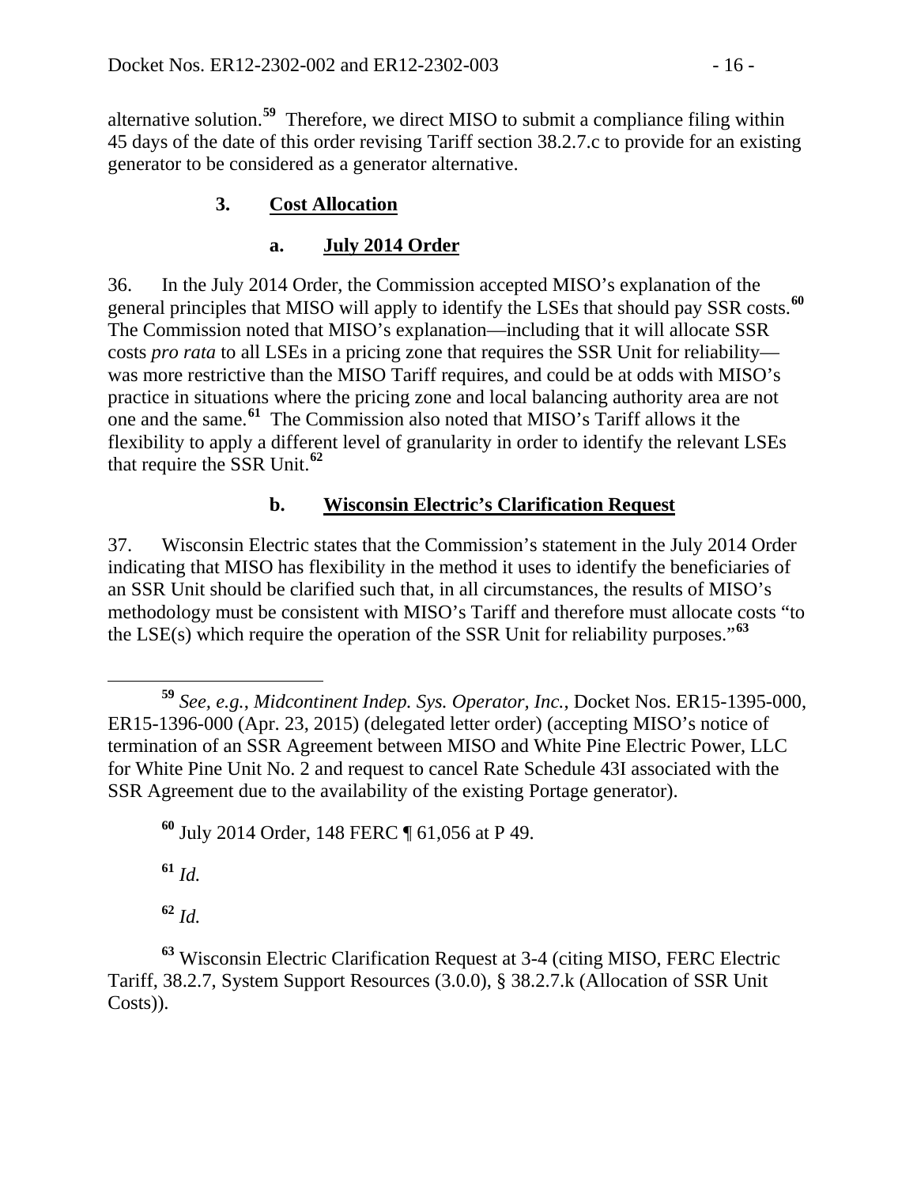alternative solution.[59] Therefore, we direct MISO to submit a compliance filing within 45 days of the date of this order revising Tariff section 38.2.7.c to provide for an existing generator to be considered as a generator alternative.

### 3. Cost Allocation

#### a. July 2014 Order

36. In the July 2014 Order, the Commission accepted MISO's explanation of the general principles that MISO will apply to identify the LSEs that should pay SSR costs.[60] The Commission noted that MISO's explanation—including that it will allocate SSR costs *pro rata* to all LSEs in a pricing zone that requires the SSR Unit for reliability—was more restrictive than the MISO Tariff requires, and could be at odds with MISO's practice in situations where the pricing zone and local balancing authority area are not one and the same.[61] The Commission also noted that MISO's Tariff allows it the flexibility to apply a different level of granularity in order to identify the relevant LSEs that require the SSR Unit.[62]

#### b. Wisconsin Electric's Clarification Request

37. Wisconsin Electric states that the Commission's statement in the July 2014 Order indicating that MISO has flexibility in the method it uses to identify the beneficiaries of an SSR Unit should be clarified such that, in all circumstances, the results of MISO's methodology must be consistent with MISO's Tariff and therefore must allocate costs "to the LSE(s) which require the operation of the SSR Unit for reliability purposes."[63]

---

[59] *See, e.g.*, *Midcontinent Indep. Sys. Operator, Inc.*, Docket Nos. ER15-1395-000, ER15-1396-000 (Apr. 23, 2015) (delegated letter order) (accepting MISO's notice of termination of an SSR Agreement between MISO and White Pine Electric Power, LLC for White Pine Unit No. 2 and request to cancel Rate Schedule 43I associated with the SSR Agreement due to the availability of the existing Portage generator).

[60] July 2014 Order, 148 FERC ¶ 61,056 at P 49.

[61] *Id.*

[62] *Id.*

[63] Wisconsin Electric Clarification Request at 3-4 (citing MISO, FERC Electric Tariff, 38.2.7, System Support Resources (3.0.0), § 38.2.7.k (Allocation of SSR Unit Costs)).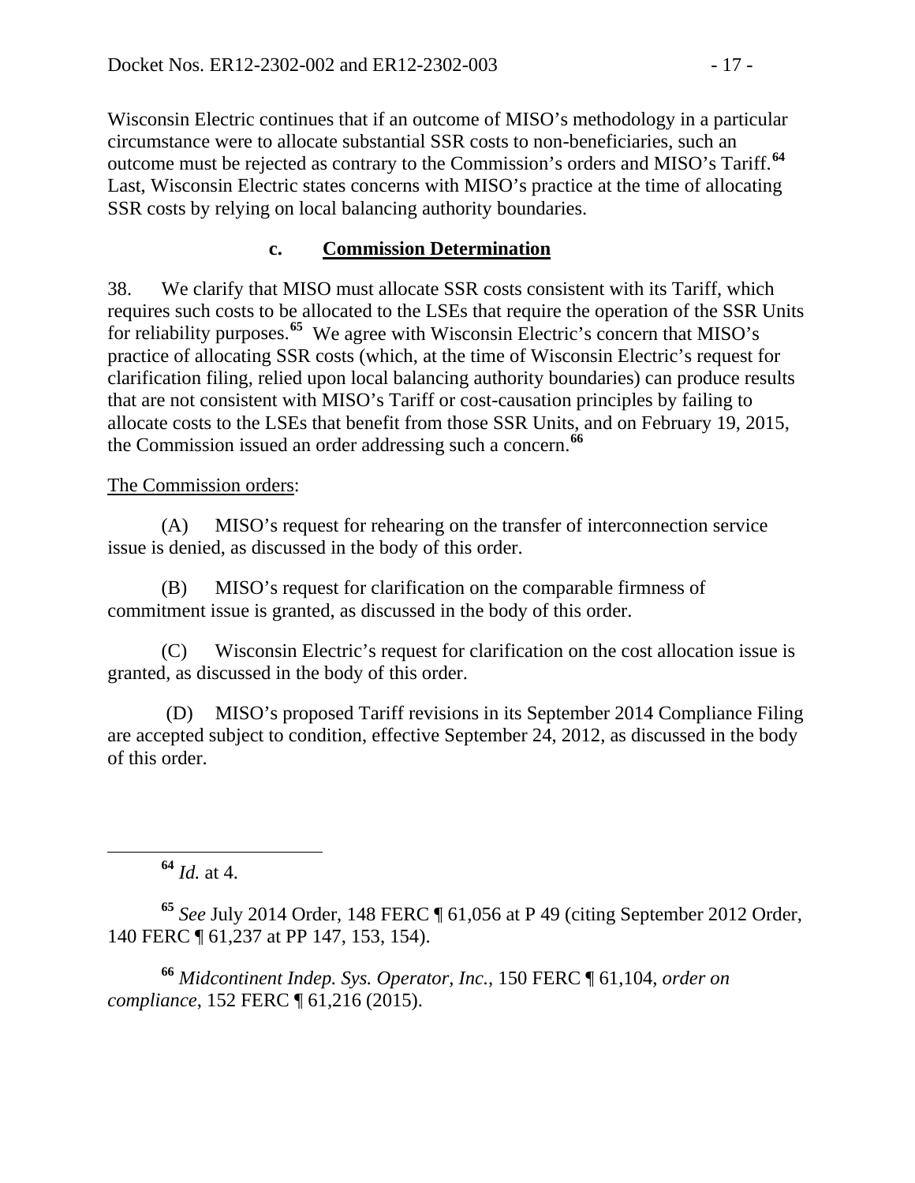Wisconsin Electric continues that if an outcome of MISO's methodology in a particular circumstance were to allocate substantial SSR costs to non-beneficiaries, such an outcome must be rejected as contrary to the Commission's orders and MISO's Tariff.[64] Last, Wisconsin Electric states concerns with MISO's practice at the time of allocating SSR costs by relying on local balancing authority boundaries.

### c. <u>Commission Determination</u>

38. We clarify that MISO must allocate SSR costs consistent with its Tariff, which requires such costs to be allocated to the LSEs that require the operation of the SSR Units for reliability purposes.[65] We agree with Wisconsin Electric's concern that MISO's practice of allocating SSR costs (which, at the time of Wisconsin Electric's request for clarification filing, relied upon local balancing authority boundaries) can produce results that are not consistent with MISO's Tariff or cost-causation principles by failing to allocate costs to the LSEs that benefit from those SSR Units, and on February 19, 2015, the Commission issued an order addressing such a concern.[66]

<u>The Commission orders</u>:

(A) MISO's request for rehearing on the transfer of interconnection service issue is denied, as discussed in the body of this order.

(B) MISO's request for clarification on the comparable firmness of commitment issue is granted, as discussed in the body of this order.

(C) Wisconsin Electric's request for clarification on the cost allocation issue is granted, as discussed in the body of this order.

(D) MISO's proposed Tariff revisions in its September 2014 Compliance Filing are accepted subject to condition, effective September 24, 2012, as discussed in the body of this order.

---

[64] *Id.* at 4.

[65] *See* July 2014 Order, 148 FERC ¶ 61,056 at P 49 (citing September 2012 Order, 140 FERC ¶ 61,237 at PP 147, 153, 154).

[66] *Midcontinent Indep. Sys. Operator, Inc.*, 150 FERC ¶ 61,104, *order on compliance*, 152 FERC ¶ 61,216 (2015).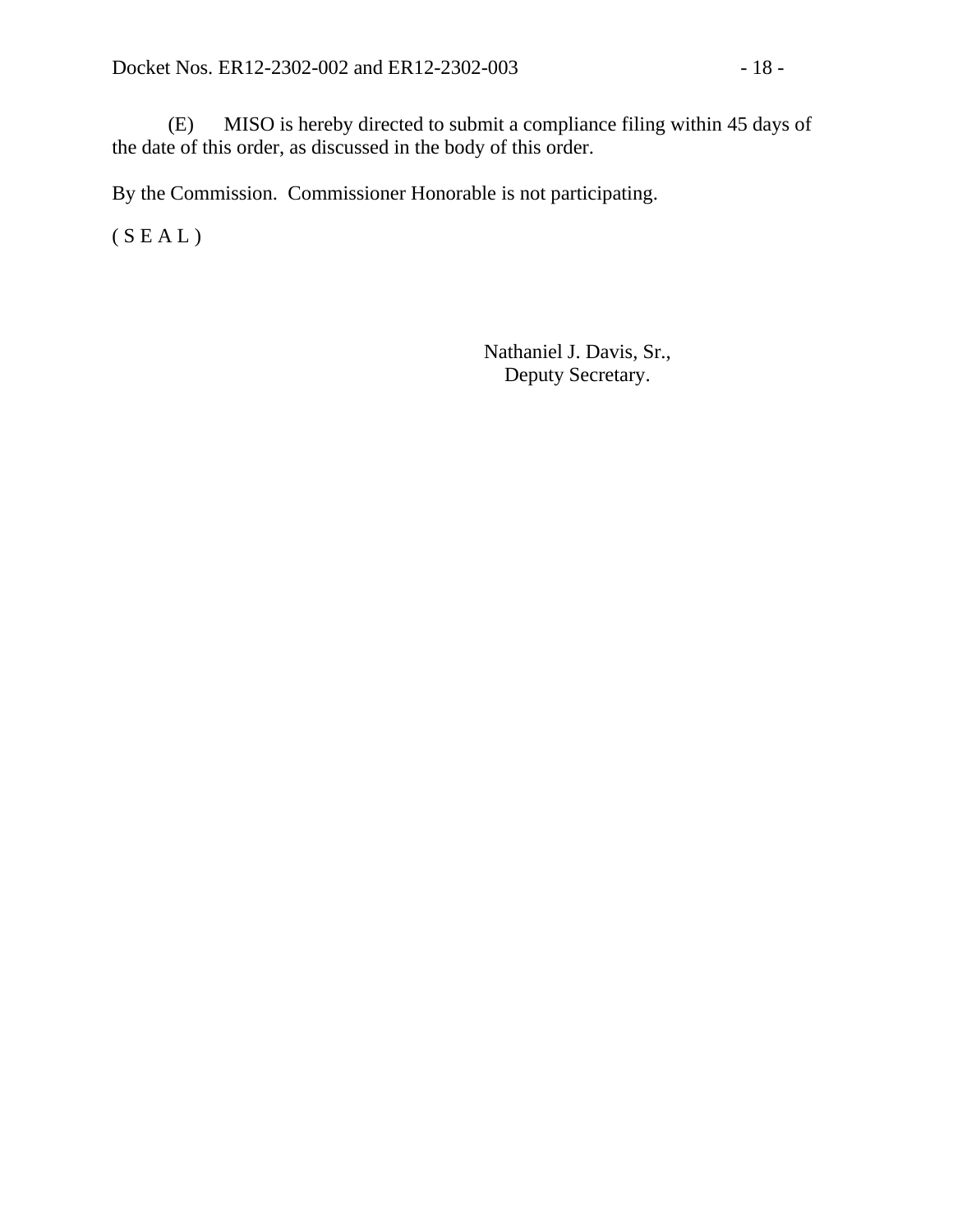(E) MISO is hereby directed to submit a compliance filing within 45 days of the date of this order, as discussed in the body of this order.

By the Commission. Commissioner Honorable is not participating.

( S E A L )

Nathaniel J. Davis, Sr.,
Deputy Secretary.